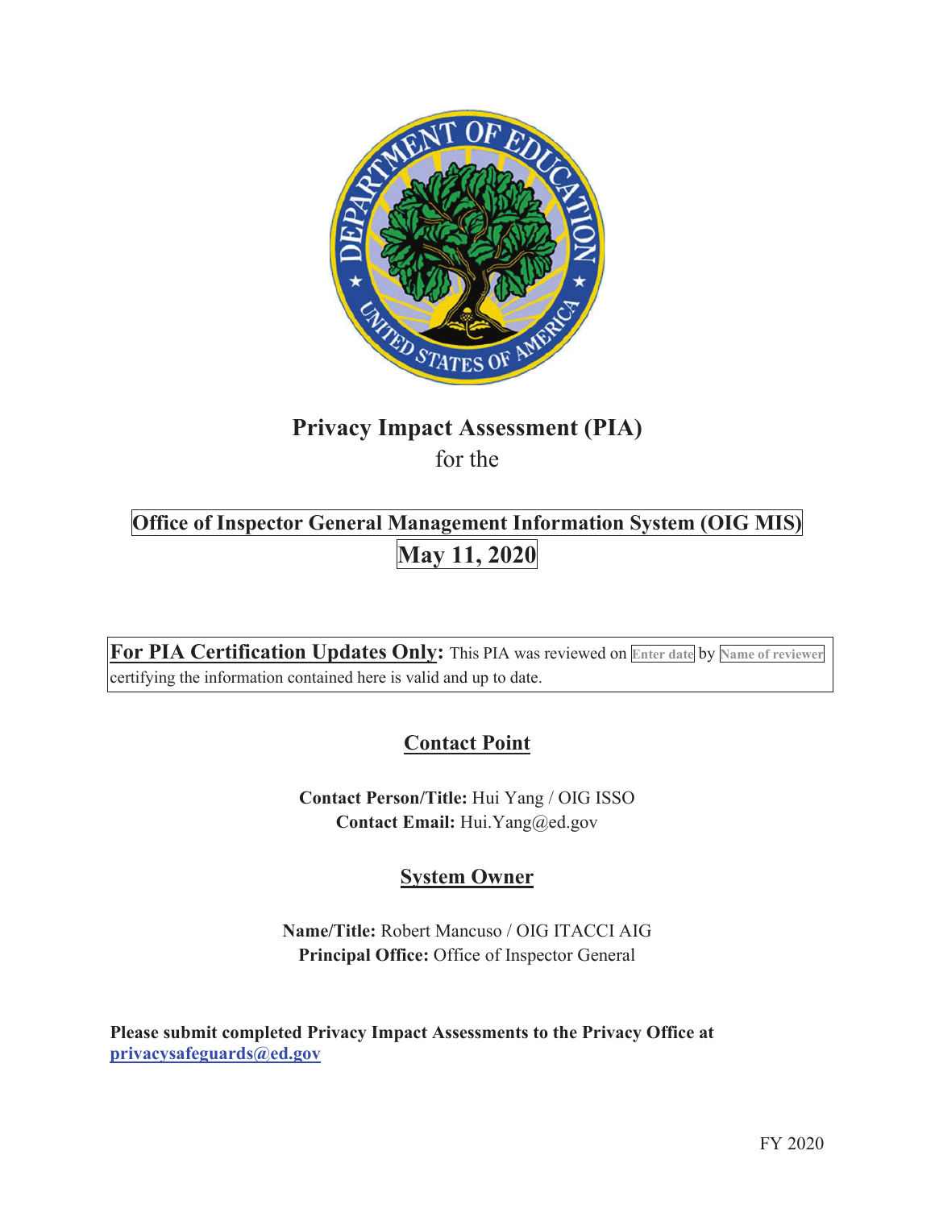# Privacy Impact Assessment (PIA)

for the

**Office of Inspector General Management Information System (OIG MIS)**

**May 11, 2020**

**For PIA Certification Updates Only:** This PIA was reviewed on Enter date by Name of reviewer certifying the information contained here is valid and up to date.

## Contact Point

**Contact Person/Title:** Hui Yang / OIG ISSO
**Contact Email:** Hui.Yang@ed.gov

## System Owner

**Name/Title:** Robert Mancuso / OIG ITACCI AIG
**Principal Office:** Office of Inspector General

**Please submit completed Privacy Impact Assessments to the Privacy Office at privacysafeguards@ed.gov**

FY 2020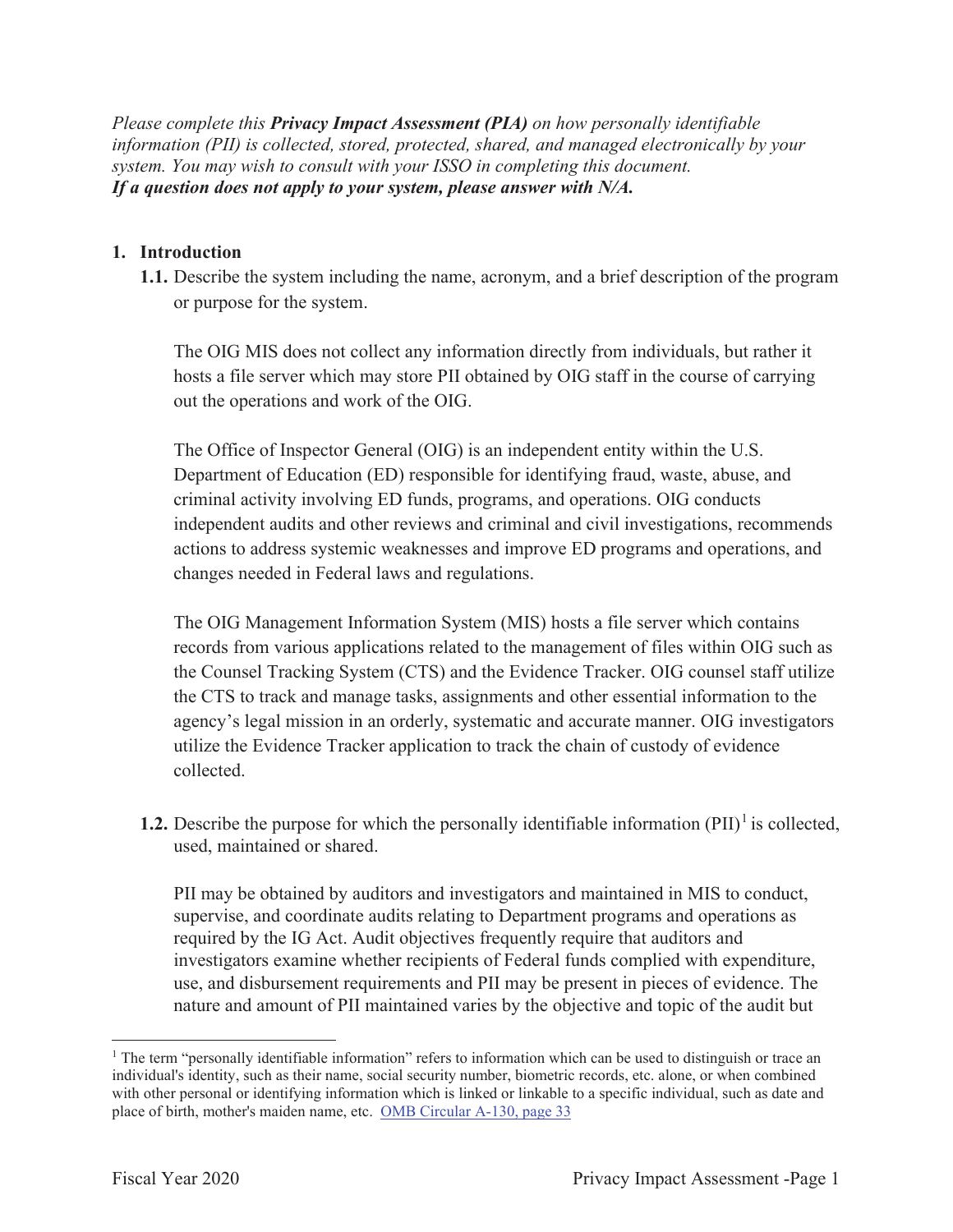*Please complete this **Privacy Impact Assessment (PIA)** on how personally identifiable information (PII) is collected, stored, protected, shared, and managed electronically by your system. You may wish to consult with your ISSO in completing this document.*
***If a question does not apply to your system, please answer with N/A.***

## 1. Introduction

**1.1.** Describe the system including the name, acronym, and a brief description of the program or purpose for the system.

The OIG MIS does not collect any information directly from individuals, but rather it hosts a file server which may store PII obtained by OIG staff in the course of carrying out the operations and work of the OIG.

The Office of Inspector General (OIG) is an independent entity within the U.S. Department of Education (ED) responsible for identifying fraud, waste, abuse, and criminal activity involving ED funds, programs, and operations. OIG conducts independent audits and other reviews and criminal and civil investigations, recommends actions to address systemic weaknesses and improve ED programs and operations, and changes needed in Federal laws and regulations.

The OIG Management Information System (MIS) hosts a file server which contains records from various applications related to the management of files within OIG such as the Counsel Tracking System (CTS) and the Evidence Tracker. OIG counsel staff utilize the CTS to track and manage tasks, assignments and other essential information to the agency's legal mission in an orderly, systematic and accurate manner. OIG investigators utilize the Evidence Tracker application to track the chain of custody of evidence collected.

**1.2.** Describe the purpose for which the personally identifiable information (PII)[1] is collected, used, maintained or shared.

PII may be obtained by auditors and investigators and maintained in MIS to conduct, supervise, and coordinate audits relating to Department programs and operations as required by the IG Act. Audit objectives frequently require that auditors and investigators examine whether recipients of Federal funds complied with expenditure, use, and disbursement requirements and PII may be present in pieces of evidence. The nature and amount of PII maintained varies by the objective and topic of the audit but

[1] The term "personally identifiable information" refers to information which can be used to distinguish or trace an individual's identity, such as their name, social security number, biometric records, etc. alone, or when combined with other personal or identifying information which is linked or linkable to a specific individual, such as date and place of birth, mother's maiden name, etc. OMB Circular A-130, page 33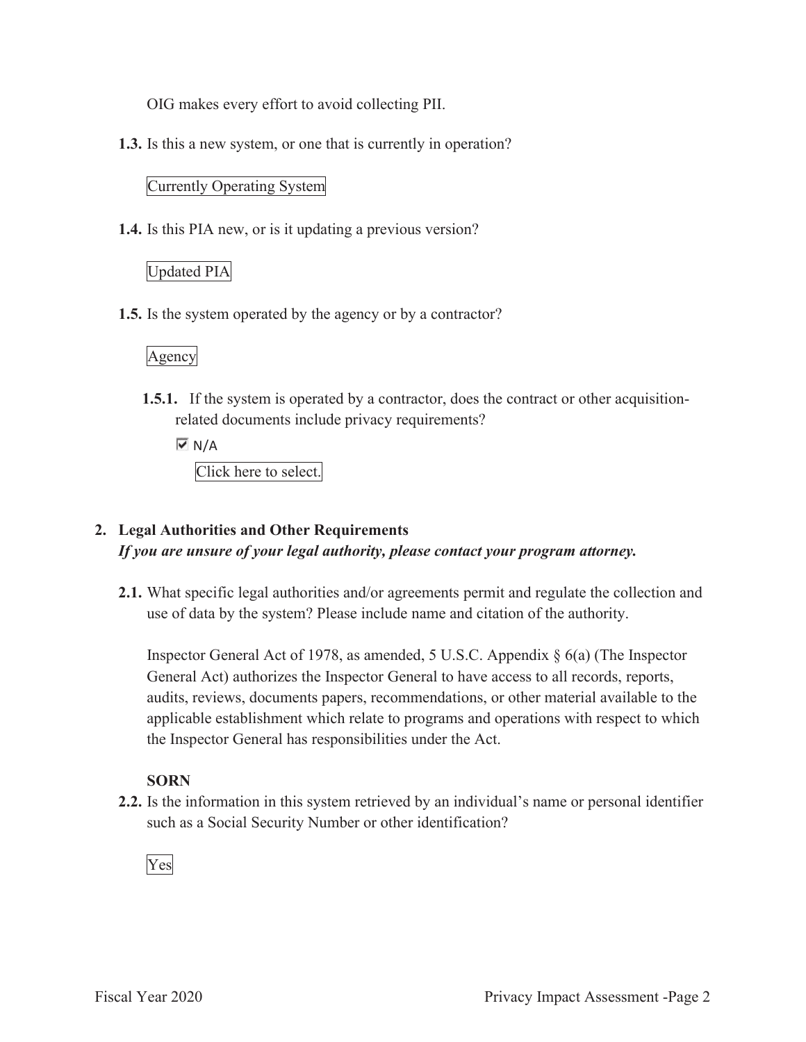OIG makes every effort to avoid collecting PII.

**1.3.** Is this a new system, or one that is currently in operation?

Currently Operating System

**1.4.** Is this PIA new, or is it updating a previous version?

Updated PIA

**1.5.** Is the system operated by the agency or by a contractor?

Agency

**1.5.1.** If the system is operated by a contractor, does the contract or other acquisition-related documents include privacy requirements?

☑ N/A

Click here to select.

## 2. Legal Authorities and Other Requirements

***If you are unsure of your legal authority, please contact your program attorney.***

**2.1.** What specific legal authorities and/or agreements permit and regulate the collection and use of data by the system? Please include name and citation of the authority.

Inspector General Act of 1978, as amended, 5 U.S.C. Appendix § 6(a) (The Inspector General Act) authorizes the Inspector General to have access to all records, reports, audits, reviews, documents papers, recommendations, or other material available to the applicable establishment which relate to programs and operations with respect to which the Inspector General has responsibilities under the Act.

**SORN**

**2.2.** Is the information in this system retrieved by an individual's name or personal identifier such as a Social Security Number or other identification?

Yes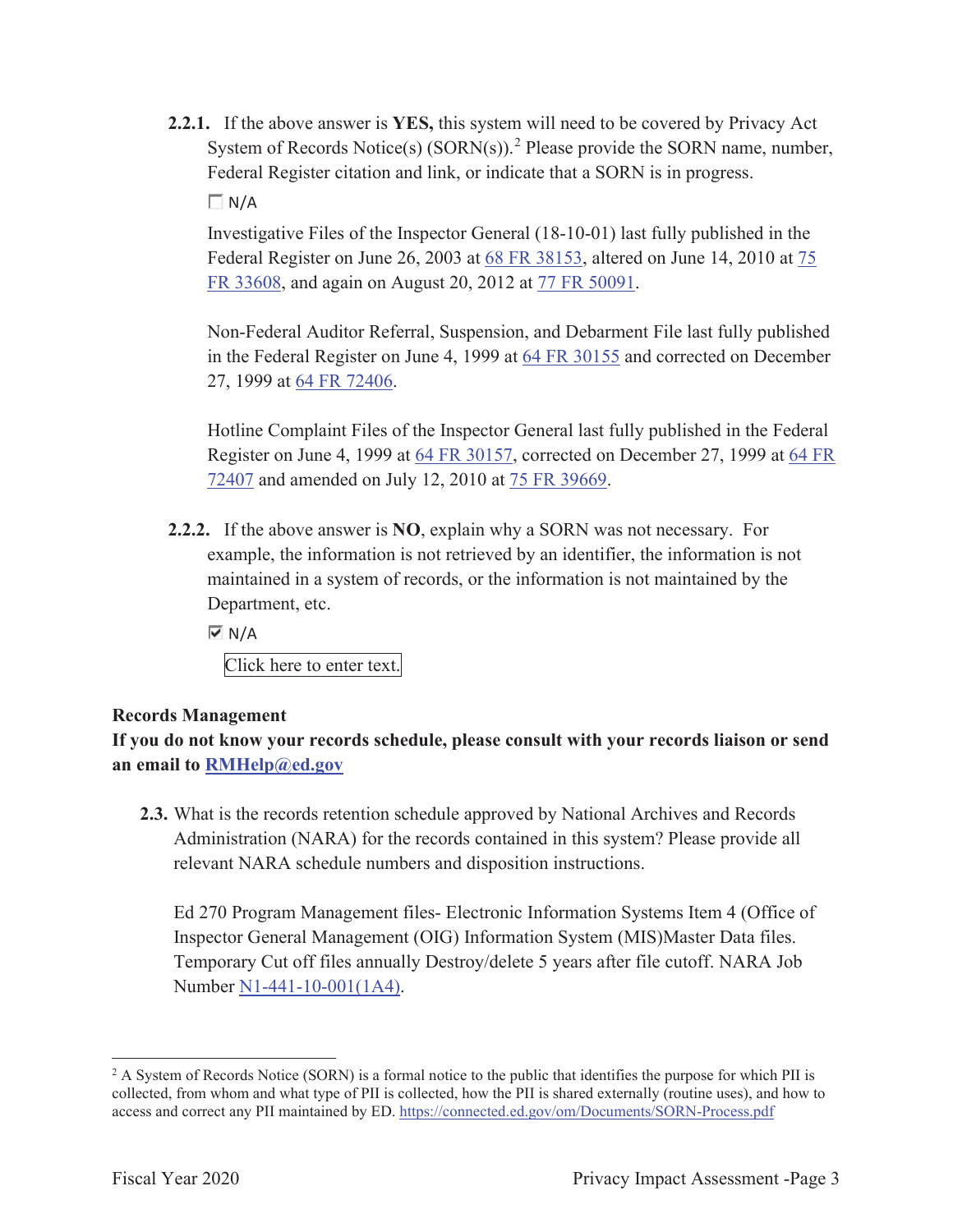**2.2.1.** If the above answer is **YES,** this system will need to be covered by Privacy Act System of Records Notice(s) (SORN(s)).[2] Please provide the SORN name, number, Federal Register citation and link, or indicate that a SORN is in progress.

☐ N/A

Investigative Files of the Inspector General (18-10-01) last fully published in the Federal Register on June 26, 2003 at 68 FR 38153, altered on June 14, 2010 at 75 FR 33608, and again on August 20, 2012 at 77 FR 50091.

Non-Federal Auditor Referral, Suspension, and Debarment File last fully published in the Federal Register on June 4, 1999 at 64 FR 30155 and corrected on December 27, 1999 at 64 FR 72406.

Hotline Complaint Files of the Inspector General last fully published in the Federal Register on June 4, 1999 at 64 FR 30157, corrected on December 27, 1999 at 64 FR 72407 and amended on July 12, 2010 at 75 FR 39669.

**2.2.2.** If the above answer is **NO**, explain why a SORN was not necessary. For example, the information is not retrieved by an identifier, the information is not maintained in a system of records, or the information is not maintained by the Department, etc.

☑ N/A

Click here to enter text.

**Records Management**

**If you do not know your records schedule, please consult with your records liaison or send an email to RMHelp@ed.gov**

**2.3.** What is the records retention schedule approved by National Archives and Records Administration (NARA) for the records contained in this system? Please provide all relevant NARA schedule numbers and disposition instructions.

Ed 270 Program Management files- Electronic Information Systems Item 4 (Office of Inspector General Management (OIG) Information System (MIS)Master Data files. Temporary Cut off files annually Destroy/delete 5 years after file cutoff. NARA Job Number N1-441-10-001(1A4).

---

[2] A System of Records Notice (SORN) is a formal notice to the public that identifies the purpose for which PII is collected, from whom and what type of PII is collected, how the PII is shared externally (routine uses), and how to access and correct any PII maintained by ED. https://connected.ed.gov/om/Documents/SORN-Process.pdf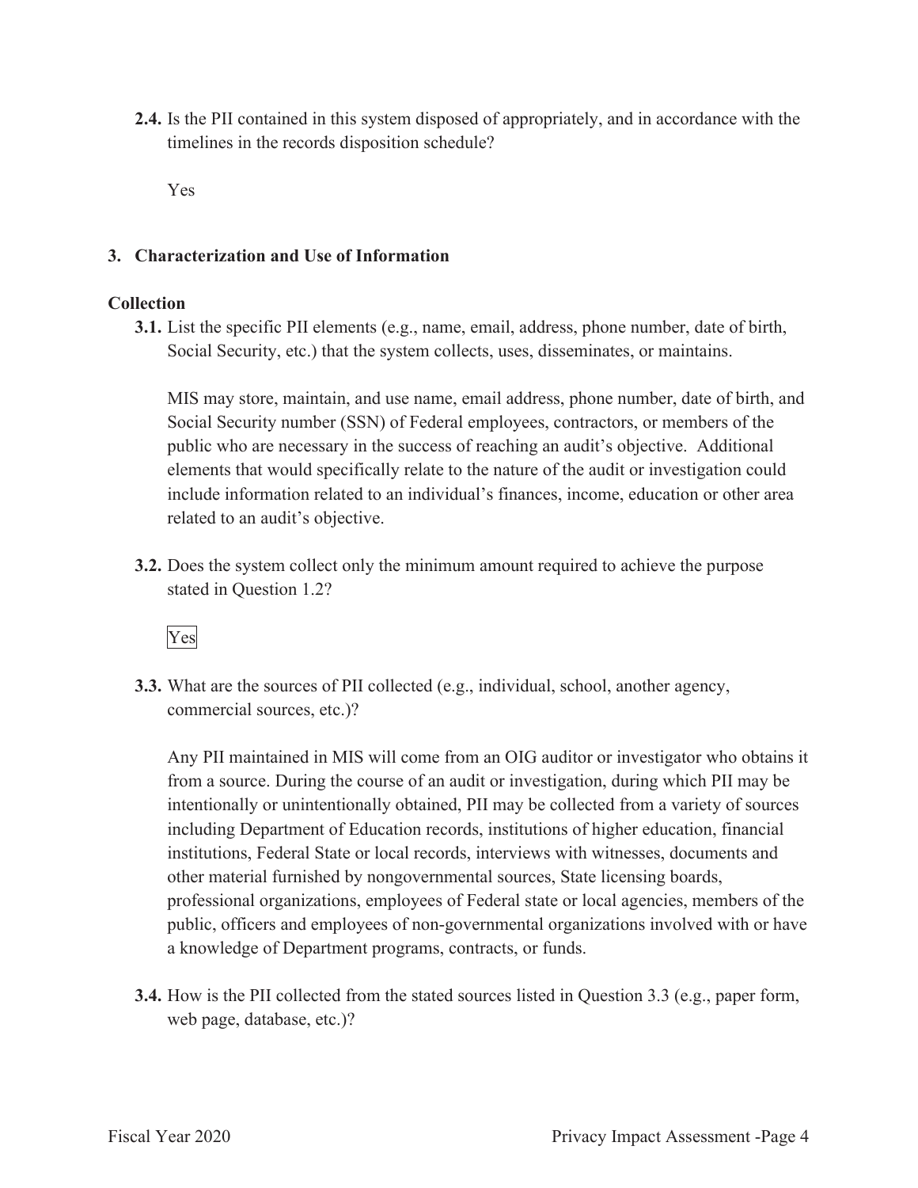**2.4.** Is the PII contained in this system disposed of appropriately, and in accordance with the timelines in the records disposition schedule?

Yes

## 3. Characterization and Use of Information

### Collection

**3.1.** List the specific PII elements (e.g., name, email, address, phone number, date of birth, Social Security, etc.) that the system collects, uses, disseminates, or maintains.

MIS may store, maintain, and use name, email address, phone number, date of birth, and Social Security number (SSN) of Federal employees, contractors, or members of the public who are necessary in the success of reaching an audit's objective. Additional elements that would specifically relate to the nature of the audit or investigation could include information related to an individual's finances, income, education or other area related to an audit's objective.

**3.2.** Does the system collect only the minimum amount required to achieve the purpose stated in Question 1.2?

Yes

**3.3.** What are the sources of PII collected (e.g., individual, school, another agency, commercial sources, etc.)?

Any PII maintained in MIS will come from an OIG auditor or investigator who obtains it from a source. During the course of an audit or investigation, during which PII may be intentionally or unintentionally obtained, PII may be collected from a variety of sources including Department of Education records, institutions of higher education, financial institutions, Federal State or local records, interviews with witnesses, documents and other material furnished by nongovernmental sources, State licensing boards, professional organizations, employees of Federal state or local agencies, members of the public, officers and employees of non-governmental organizations involved with or have a knowledge of Department programs, contracts, or funds.

**3.4.** How is the PII collected from the stated sources listed in Question 3.3 (e.g., paper form, web page, database, etc.)?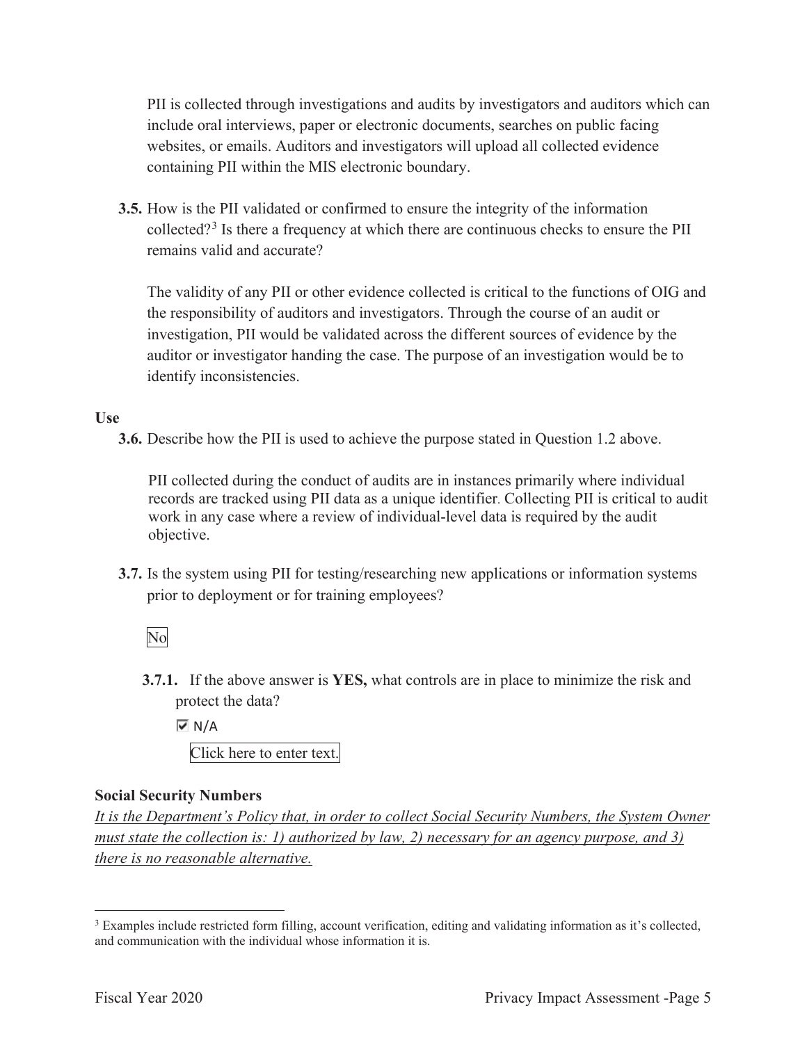PII is collected through investigations and audits by investigators and auditors which can include oral interviews, paper or electronic documents, searches on public facing websites, or emails. Auditors and investigators will upload all collected evidence containing PII within the MIS electronic boundary.

**3.5.** How is the PII validated or confirmed to ensure the integrity of the information collected?[3] Is there a frequency at which there are continuous checks to ensure the PII remains valid and accurate?

The validity of any PII or other evidence collected is critical to the functions of OIG and the responsibility of auditors and investigators. Through the course of an audit or investigation, PII would be validated across the different sources of evidence by the auditor or investigator handing the case. The purpose of an investigation would be to identify inconsistencies.

**Use**

**3.6.** Describe how the PII is used to achieve the purpose stated in Question 1.2 above.

PII collected during the conduct of audits are in instances primarily where individual records are tracked using PII data as a unique identifier. Collecting PII is critical to audit work in any case where a review of individual-level data is required by the audit objective.

**3.7.** Is the system using PII for testing/researching new applications or information systems prior to deployment or for training employees?

No

**3.7.1.** If the above answer is **YES,** what controls are in place to minimize the risk and protect the data?

☑ N/A

Click here to enter text.

**Social Security Numbers**

*It is the Department's Policy that, in order to collect Social Security Numbers, the System Owner must state the collection is: 1) authorized by law, 2) necessary for an agency purpose, and 3) there is no reasonable alternative.*

[3] Examples include restricted form filling, account verification, editing and validating information as it's collected, and communication with the individual whose information it is.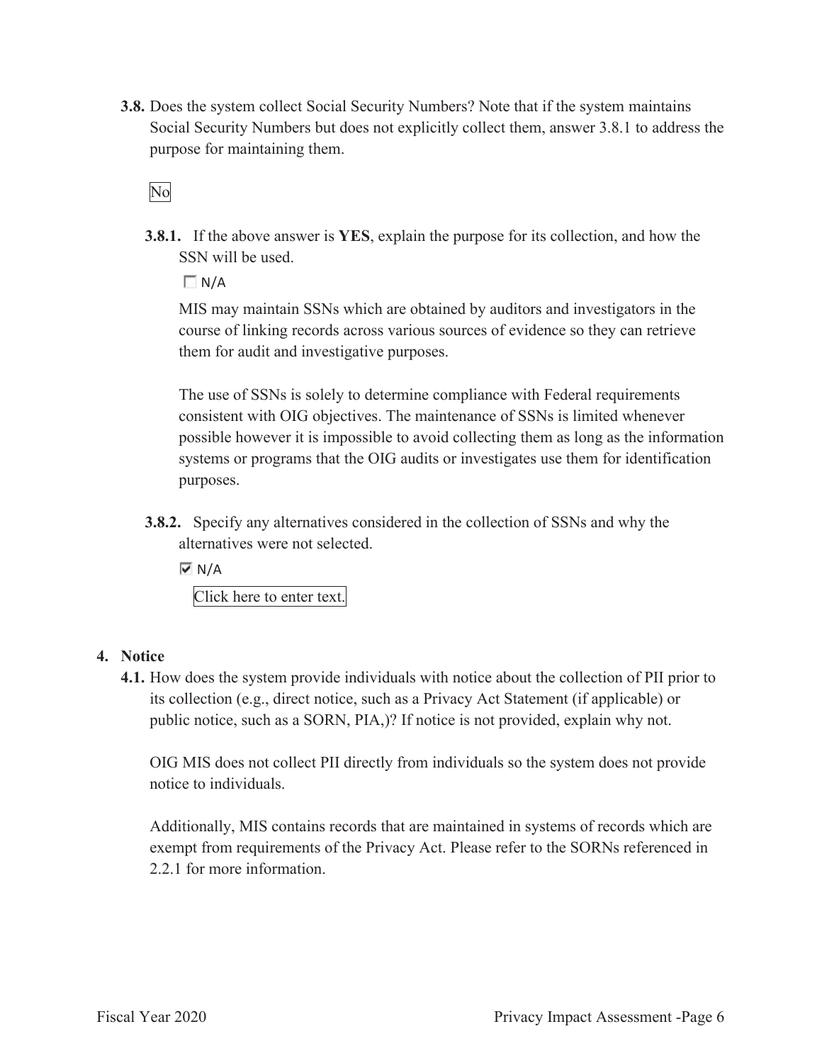**3.8.** Does the system collect Social Security Numbers? Note that if the system maintains Social Security Numbers but does not explicitly collect them, answer 3.8.1 to address the purpose for maintaining them.

No

**3.8.1.** If the above answer is **YES**, explain the purpose for its collection, and how the SSN will be used.

☐ N/A

MIS may maintain SSNs which are obtained by auditors and investigators in the course of linking records across various sources of evidence so they can retrieve them for audit and investigative purposes.

The use of SSNs is solely to determine compliance with Federal requirements consistent with OIG objectives. The maintenance of SSNs is limited whenever possible however it is impossible to avoid collecting them as long as the information systems or programs that the OIG audits or investigates use them for identification purposes.

**3.8.2.** Specify any alternatives considered in the collection of SSNs and why the alternatives were not selected.

☑ N/A

Click here to enter text.

## 4. Notice

**4.1.** How does the system provide individuals with notice about the collection of PII prior to its collection (e.g., direct notice, such as a Privacy Act Statement (if applicable) or public notice, such as a SORN, PIA,)? If notice is not provided, explain why not.

OIG MIS does not collect PII directly from individuals so the system does not provide notice to individuals.

Additionally, MIS contains records that are maintained in systems of records which are exempt from requirements of the Privacy Act. Please refer to the SORNs referenced in 2.2.1 for more information.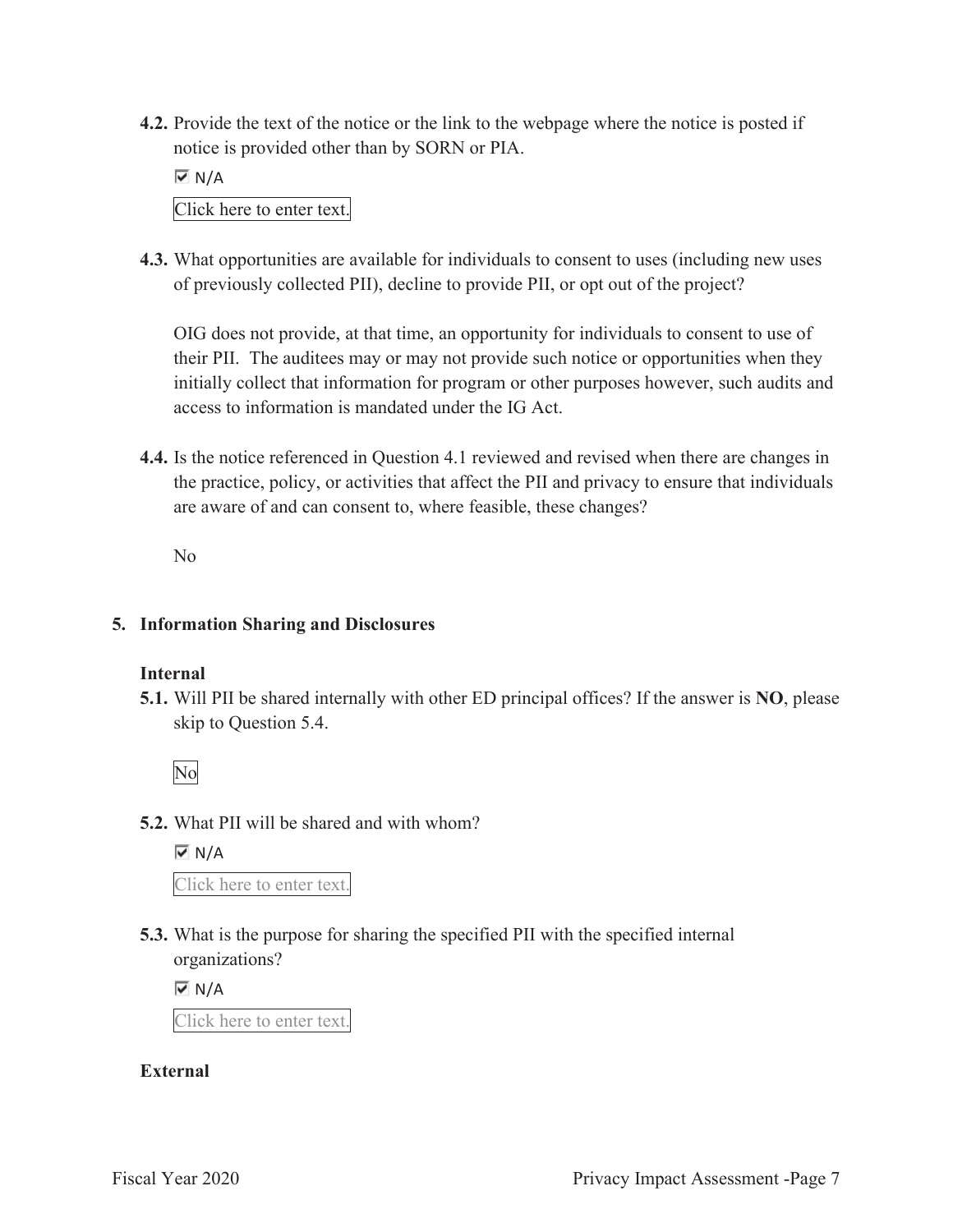**4.2.** Provide the text of the notice or the link to the webpage where the notice is posted if notice is provided other than by SORN or PIA.

☑ N/A

Click here to enter text.

**4.3.** What opportunities are available for individuals to consent to uses (including new uses of previously collected PII), decline to provide PII, or opt out of the project?

OIG does not provide, at that time, an opportunity for individuals to consent to use of their PII. The auditees may or may not provide such notice or opportunities when they initially collect that information for program or other purposes however, such audits and access to information is mandated under the IG Act.

**4.4.** Is the notice referenced in Question 4.1 reviewed and revised when there are changes in the practice, policy, or activities that affect the PII and privacy to ensure that individuals are aware of and can consent to, where feasible, these changes?

No

## 5. Information Sharing and Disclosures

### Internal

**5.1.** Will PII be shared internally with other ED principal offices? If the answer is **NO**, please skip to Question 5.4.

No

**5.2.** What PII will be shared and with whom?

☑ N/A

Click here to enter text.

**5.3.** What is the purpose for sharing the specified PII with the specified internal organizations?

☑ N/A

Click here to enter text.

### External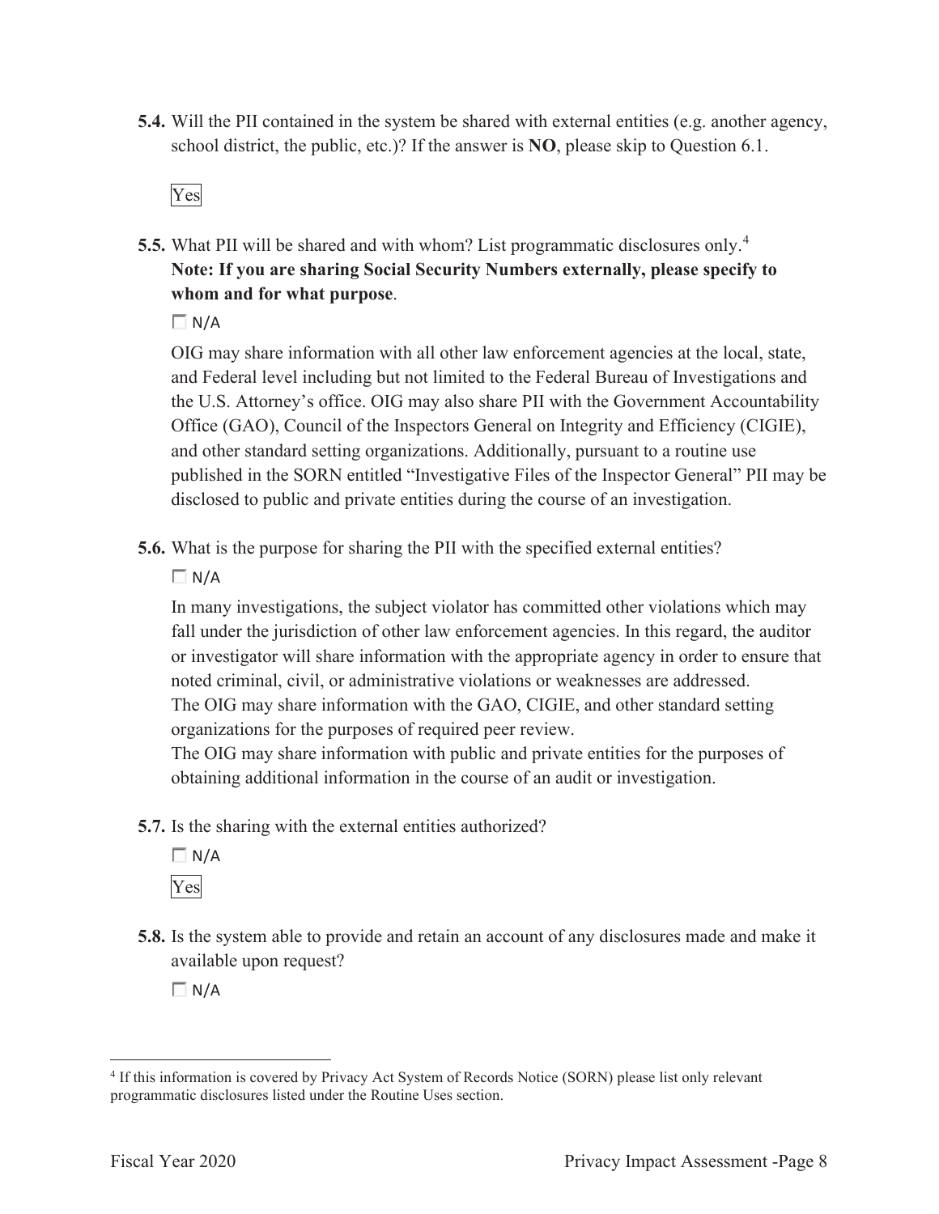**5.4.** Will the PII contained in the system be shared with external entities (e.g. another agency, school district, the public, etc.)? If the answer is **NO**, please skip to Question 6.1.

Yes

**5.5.** What PII will be shared and with whom? List programmatic disclosures only.[4] **Note: If you are sharing Social Security Numbers externally, please specify to whom and for what purpose**.

☐ N/A

OIG may share information with all other law enforcement agencies at the local, state, and Federal level including but not limited to the Federal Bureau of Investigations and the U.S. Attorney's office. OIG may also share PII with the Government Accountability Office (GAO), Council of the Inspectors General on Integrity and Efficiency (CIGIE), and other standard setting organizations. Additionally, pursuant to a routine use published in the SORN entitled "Investigative Files of the Inspector General" PII may be disclosed to public and private entities during the course of an investigation.

**5.6.** What is the purpose for sharing the PII with the specified external entities?

☐ N/A

In many investigations, the subject violator has committed other violations which may fall under the jurisdiction of other law enforcement agencies. In this regard, the auditor or investigator will share information with the appropriate agency in order to ensure that noted criminal, civil, or administrative violations or weaknesses are addressed. The OIG may share information with the GAO, CIGIE, and other standard setting organizations for the purposes of required peer review.
The OIG may share information with public and private entities for the purposes of obtaining additional information in the course of an audit or investigation.

**5.7.** Is the sharing with the external entities authorized?

☐ N/A

Yes

**5.8.** Is the system able to provide and retain an account of any disclosures made and make it available upon request?

☐ N/A

[4] If this information is covered by Privacy Act System of Records Notice (SORN) please list only relevant programmatic disclosures listed under the Routine Uses section.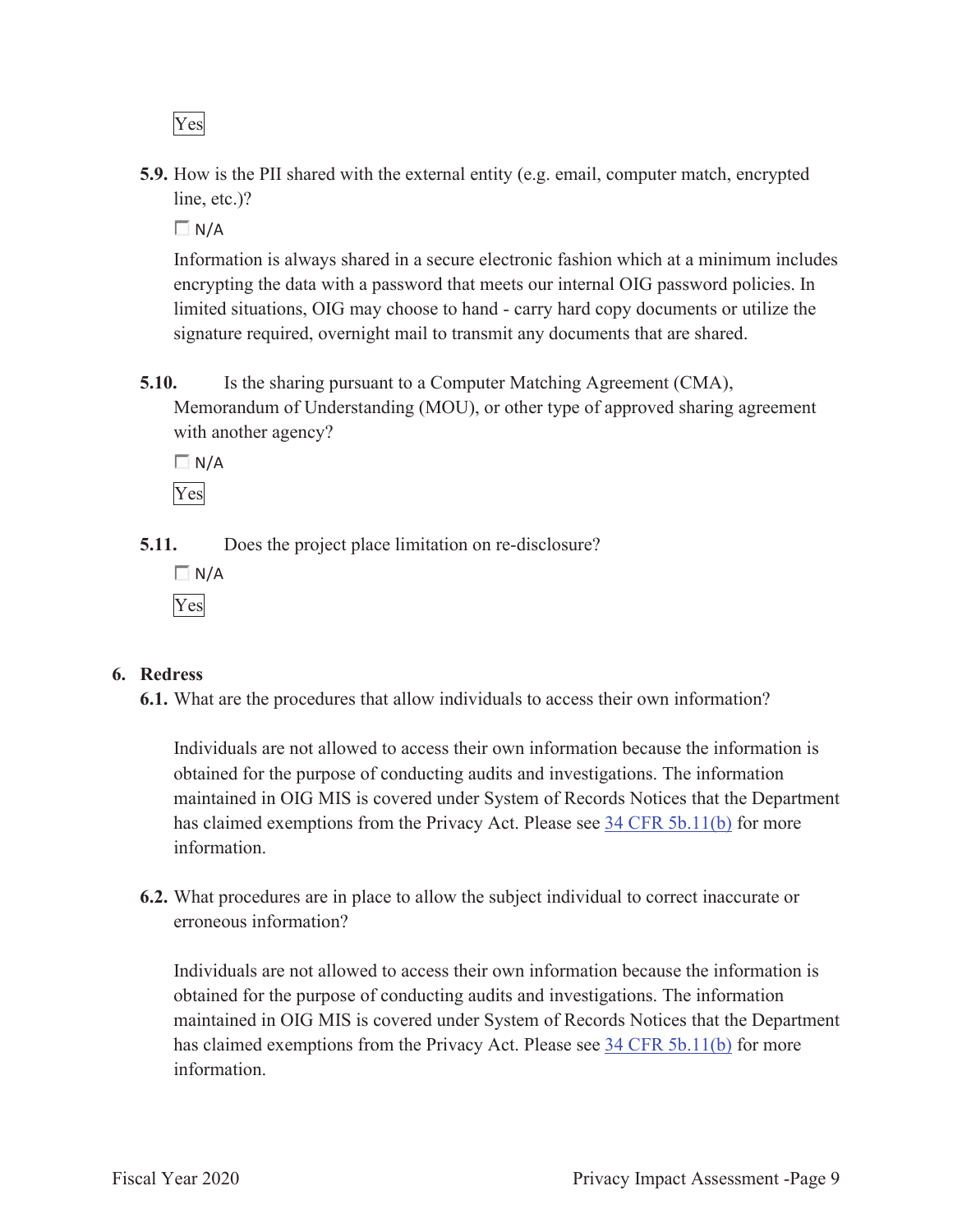Yes

**5.9.** How is the PII shared with the external entity (e.g. email, computer match, encrypted line, etc.)?

☐ N/A

Information is always shared in a secure electronic fashion which at a minimum includes encrypting the data with a password that meets our internal OIG password policies. In limited situations, OIG may choose to hand - carry hard copy documents or utilize the signature required, overnight mail to transmit any documents that are shared.

**5.10.** Is the sharing pursuant to a Computer Matching Agreement (CMA), Memorandum of Understanding (MOU), or other type of approved sharing agreement with another agency?

☐ N/A

Yes

**5.11.** Does the project place limitation on re-disclosure?

☐ N/A

Yes

## 6. Redress

**6.1.** What are the procedures that allow individuals to access their own information?

Individuals are not allowed to access their own information because the information is obtained for the purpose of conducting audits and investigations. The information maintained in OIG MIS is covered under System of Records Notices that the Department has claimed exemptions from the Privacy Act. Please see 34 CFR 5b.11(b) for more information.

**6.2.** What procedures are in place to allow the subject individual to correct inaccurate or erroneous information?

Individuals are not allowed to access their own information because the information is obtained for the purpose of conducting audits and investigations. The information maintained in OIG MIS is covered under System of Records Notices that the Department has claimed exemptions from the Privacy Act. Please see 34 CFR 5b.11(b) for more information.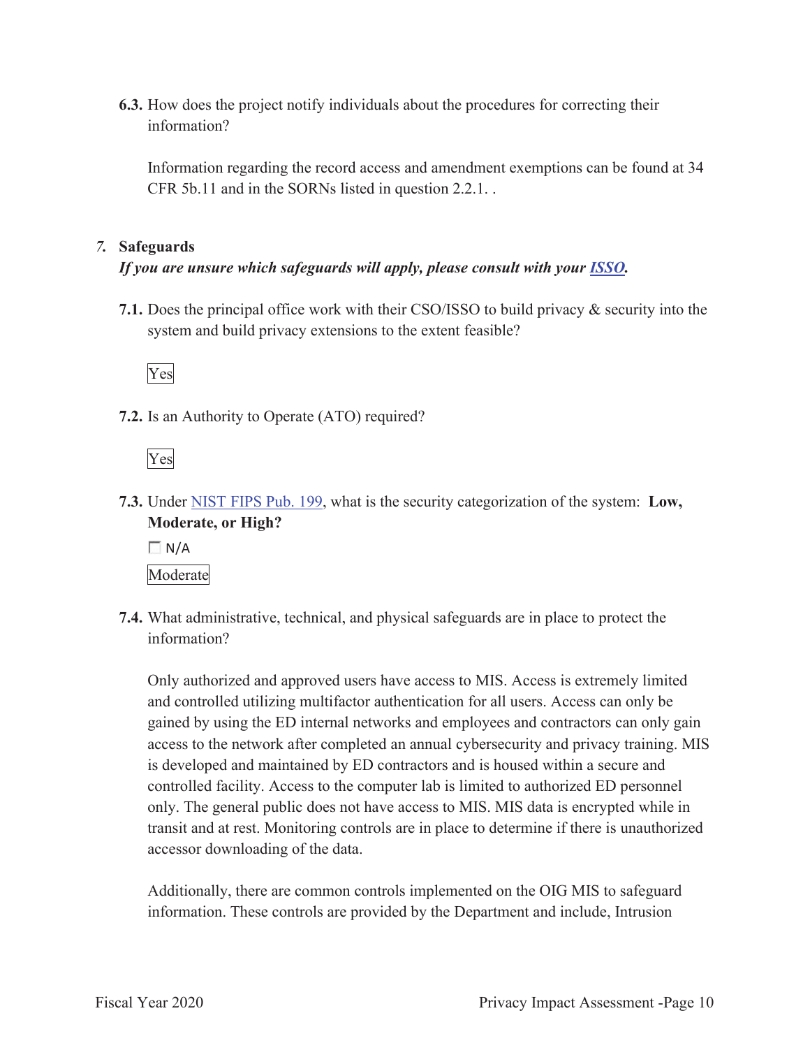**6.3.** How does the project notify individuals about the procedures for correcting their information?

Information regarding the record access and amendment exemptions can be found at 34 CFR 5b.11 and in the SORNs listed in question 2.2.1. .

## 7. Safeguards

***If you are unsure which safeguards will apply, please consult with your [ISSO](#).***

**7.1.** Does the principal office work with their CSO/ISSO to build privacy & security into the system and build privacy extensions to the extent feasible?

Yes

**7.2.** Is an Authority to Operate (ATO) required?

Yes

**7.3.** Under [NIST FIPS Pub. 199](#), what is the security categorization of the system: **Low, Moderate, or High?**

☐ N/A

Moderate

**7.4.** What administrative, technical, and physical safeguards are in place to protect the information?

Only authorized and approved users have access to MIS. Access is extremely limited and controlled utilizing multifactor authentication for all users. Access can only be gained by using the ED internal networks and employees and contractors can only gain access to the network after completed an annual cybersecurity and privacy training. MIS is developed and maintained by ED contractors and is housed within a secure and controlled facility. Access to the computer lab is limited to authorized ED personnel only. The general public does not have access to MIS. MIS data is encrypted while in transit and at rest. Monitoring controls are in place to determine if there is unauthorized accessor downloading of the data.

Additionally, there are common controls implemented on the OIG MIS to safeguard information. These controls are provided by the Department and include, Intrusion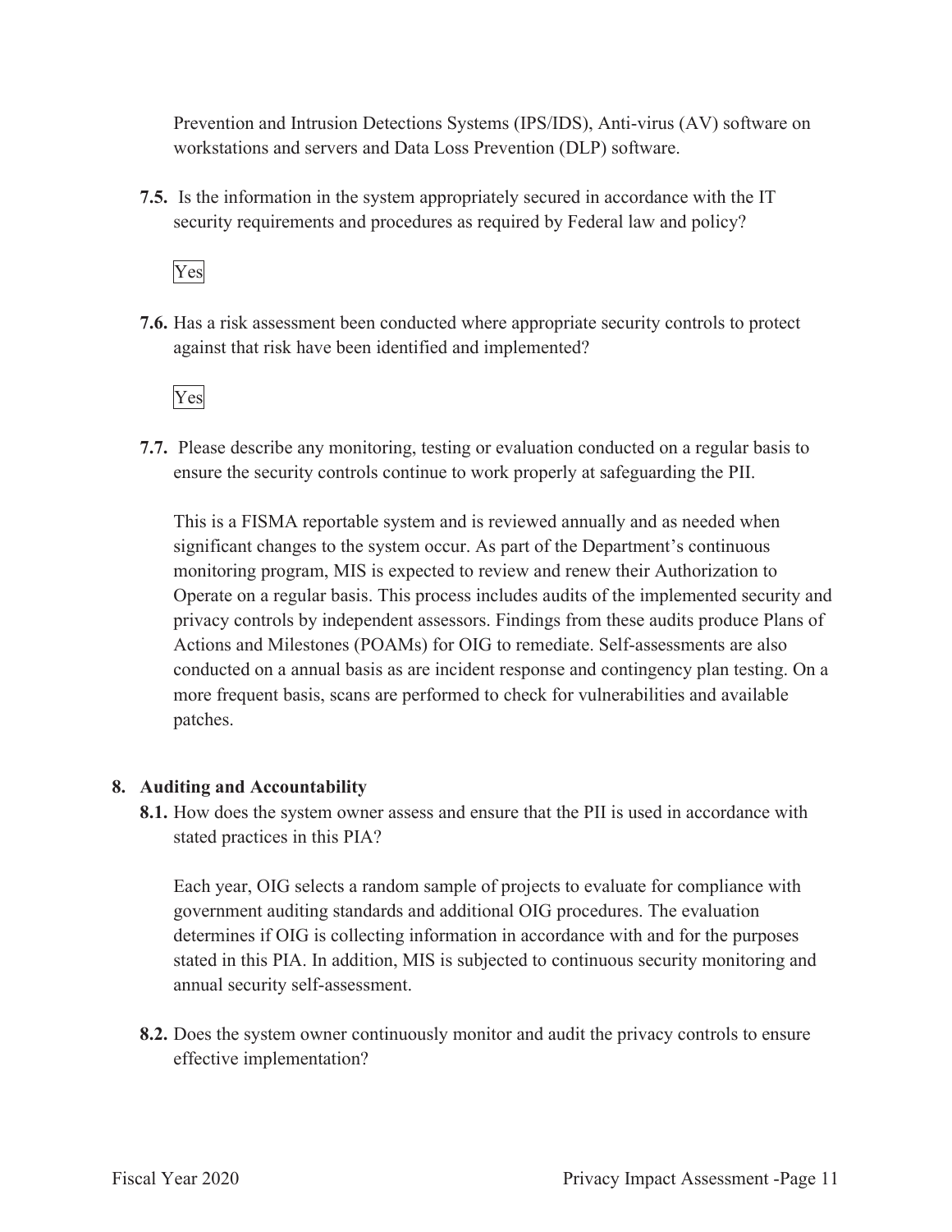Prevention and Intrusion Detections Systems (IPS/IDS), Anti-virus (AV) software on workstations and servers and Data Loss Prevention (DLP) software.

**7.5.** Is the information in the system appropriately secured in accordance with the IT security requirements and procedures as required by Federal law and policy?

Yes

**7.6.** Has a risk assessment been conducted where appropriate security controls to protect against that risk have been identified and implemented?

Yes

**7.7.** Please describe any monitoring, testing or evaluation conducted on a regular basis to ensure the security controls continue to work properly at safeguarding the PII.

This is a FISMA reportable system and is reviewed annually and as needed when significant changes to the system occur. As part of the Department's continuous monitoring program, MIS is expected to review and renew their Authorization to Operate on a regular basis. This process includes audits of the implemented security and privacy controls by independent assessors. Findings from these audits produce Plans of Actions and Milestones (POAMs) for OIG to remediate. Self-assessments are also conducted on a annual basis as are incident response and contingency plan testing. On a more frequent basis, scans are performed to check for vulnerabilities and available patches.

## 8. Auditing and Accountability

**8.1.** How does the system owner assess and ensure that the PII is used in accordance with stated practices in this PIA?

Each year, OIG selects a random sample of projects to evaluate for compliance with government auditing standards and additional OIG procedures. The evaluation determines if OIG is collecting information in accordance with and for the purposes stated in this PIA. In addition, MIS is subjected to continuous security monitoring and annual security self-assessment.

**8.2.** Does the system owner continuously monitor and audit the privacy controls to ensure effective implementation?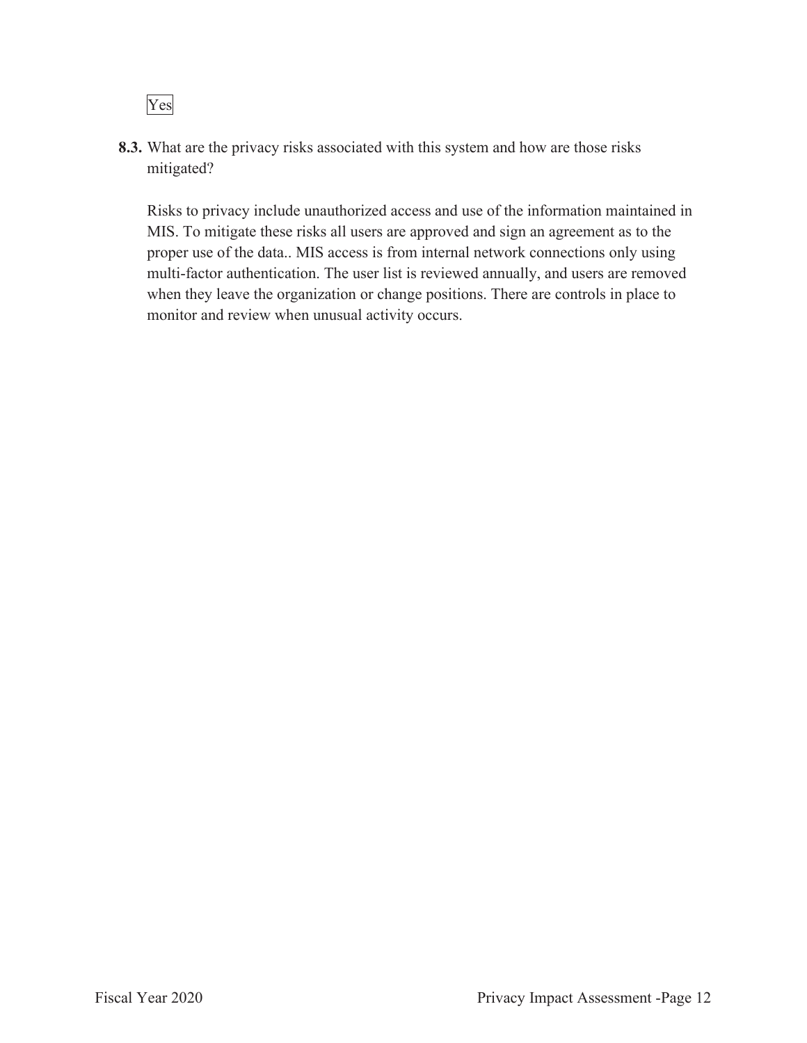Yes

**8.3.** What are the privacy risks associated with this system and how are those risks mitigated?

Risks to privacy include unauthorized access and use of the information maintained in MIS. To mitigate these risks all users are approved and sign an agreement as to the proper use of the data.. MIS access is from internal network connections only using multi-factor authentication. The user list is reviewed annually, and users are removed when they leave the organization or change positions. There are controls in place to monitor and review when unusual activity occurs.